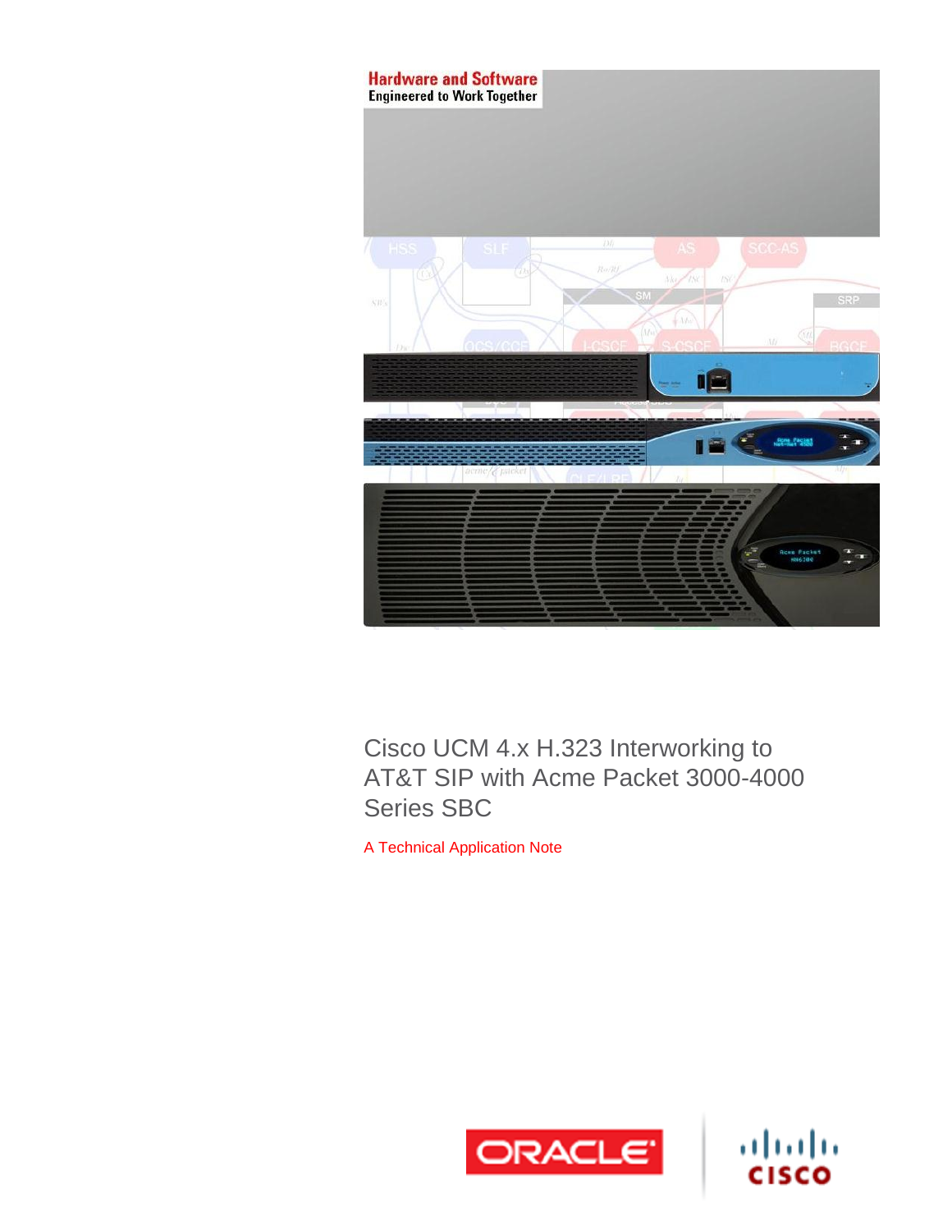Hardware and Software
Engineered to Work Together

# Cisco UCM 4.x H.323 Interworking to AT&T SIP with Acme Packet 3000-4000 Series SBC

A Technical Application Note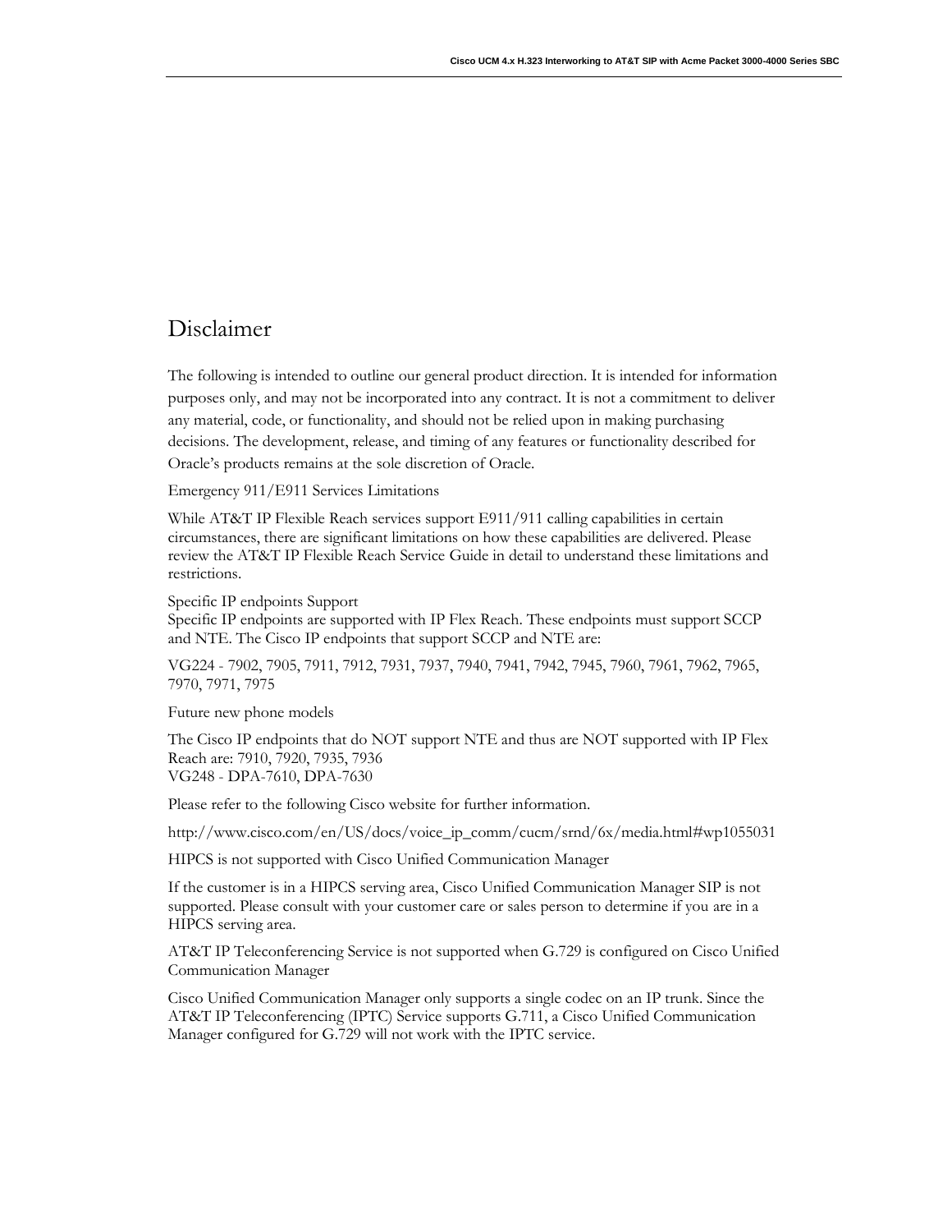# Disclaimer

The following is intended to outline our general product direction. It is intended for information purposes only, and may not be incorporated into any contract. It is not a commitment to deliver any material, code, or functionality, and should not be relied upon in making purchasing decisions. The development, release, and timing of any features or functionality described for Oracle's products remains at the sole discretion of Oracle.

Emergency 911/E911 Services Limitations

While AT&T IP Flexible Reach services support E911/911 calling capabilities in certain circumstances, there are significant limitations on how these capabilities are delivered. Please review the AT&T IP Flexible Reach Service Guide in detail to understand these limitations and restrictions.

Specific IP endpoints Support
Specific IP endpoints are supported with IP Flex Reach. These endpoints must support SCCP and NTE. The Cisco IP endpoints that support SCCP and NTE are:

VG224 - 7902, 7905, 7911, 7912, 7931, 7937, 7940, 7941, 7942, 7945, 7960, 7961, 7962, 7965, 7970, 7971, 7975

Future new phone models

The Cisco IP endpoints that do NOT support NTE and thus are NOT supported with IP Flex Reach are: 7910, 7920, 7935, 7936
VG248 - DPA-7610, DPA-7630

Please refer to the following Cisco website for further information.

http://www.cisco.com/en/US/docs/voice_ip_comm/cucm/srnd/6x/media.html#wp1055031

HIPCS is not supported with Cisco Unified Communication Manager

If the customer is in a HIPCS serving area, Cisco Unified Communication Manager SIP is not supported. Please consult with your customer care or sales person to determine if you are in a HIPCS serving area.

AT&T IP Teleconferencing Service is not supported when G.729 is configured on Cisco Unified Communication Manager

Cisco Unified Communication Manager only supports a single codec on an IP trunk. Since the AT&T IP Teleconferencing (IPTC) Service supports G.711, a Cisco Unified Communication Manager configured for G.729 will not work with the IPTC service.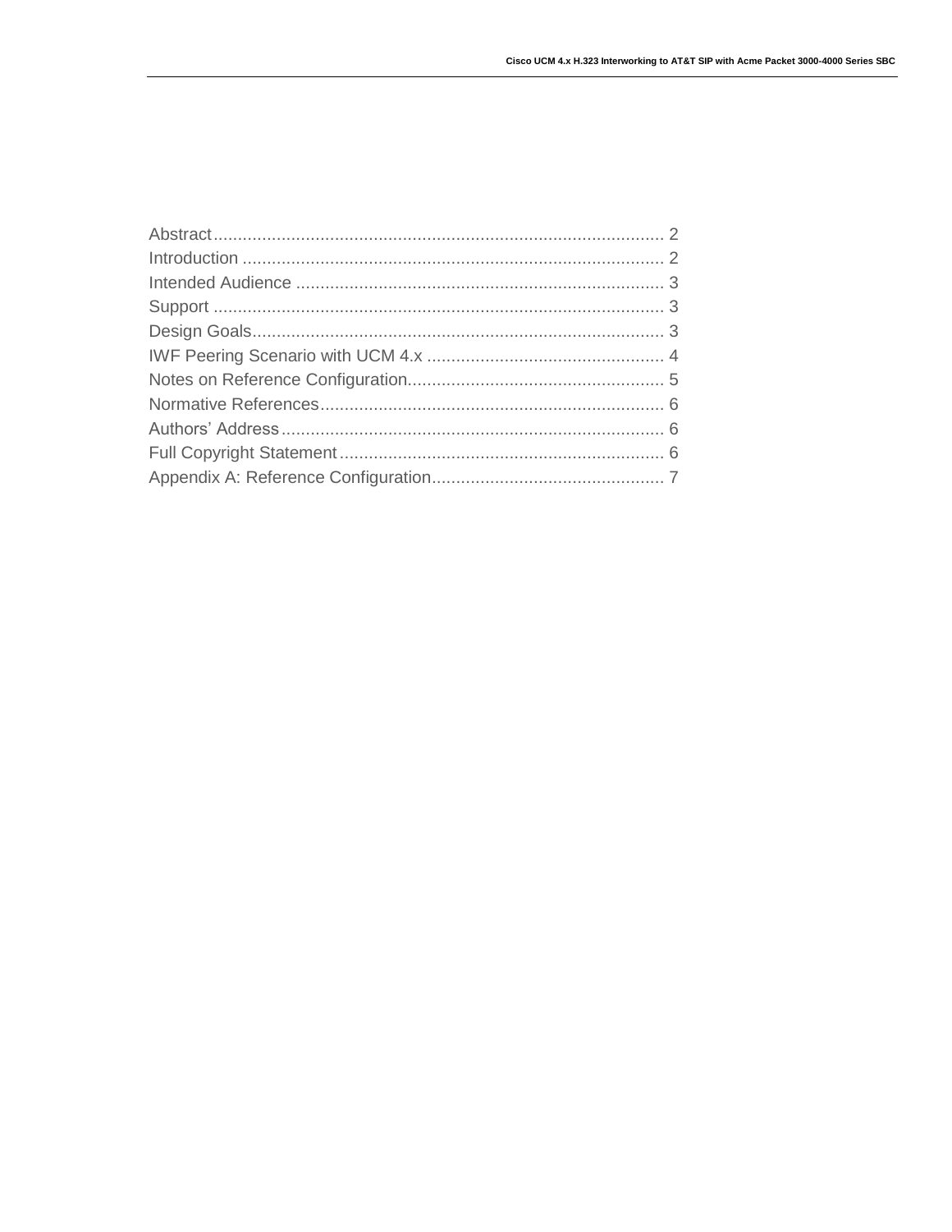Abstract............................................................................................ 2
Introduction ....................................................................................... 2
Intended Audience ............................................................................ 3
Support ............................................................................................. 3
Design Goals..................................................................................... 3
IWF Peering Scenario with UCM 4.x ................................................. 4
Notes on Reference Configuration..................................................... 5
Normative References....................................................................... 6
Authors' Address............................................................................... 6
Full Copyright Statement................................................................... 6
Appendix A: Reference Configuration................................................ 7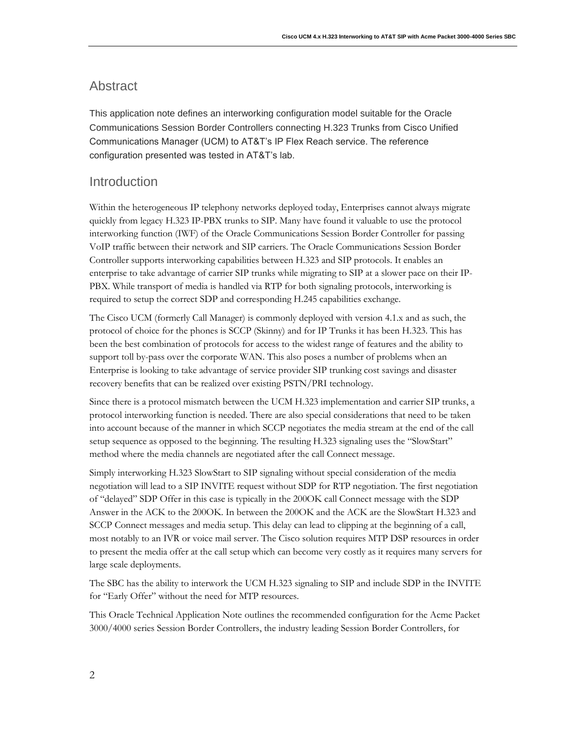## Abstract

This application note defines an interworking configuration model suitable for the Oracle Communications Session Border Controllers connecting H.323 Trunks from Cisco Unified Communications Manager (UCM) to AT&T's IP Flex Reach service. The reference configuration presented was tested in AT&T's lab.

## Introduction

Within the heterogeneous IP telephony networks deployed today, Enterprises cannot always migrate quickly from legacy H.323 IP-PBX trunks to SIP. Many have found it valuable to use the protocol interworking function (IWF) of the Oracle Communications Session Border Controller for passing VoIP traffic between their network and SIP carriers. The Oracle Communications Session Border Controller supports interworking capabilities between H.323 and SIP protocols. It enables an enterprise to take advantage of carrier SIP trunks while migrating to SIP at a slower pace on their IP-PBX. While transport of media is handled via RTP for both signaling protocols, interworking is required to setup the correct SDP and corresponding H.245 capabilities exchange.

The Cisco UCM (formerly Call Manager) is commonly deployed with version 4.1.x and as such, the protocol of choice for the phones is SCCP (Skinny) and for IP Trunks it has been H.323. This has been the best combination of protocols for access to the widest range of features and the ability to support toll by-pass over the corporate WAN. This also poses a number of problems when an Enterprise is looking to take advantage of service provider SIP trunking cost savings and disaster recovery benefits that can be realized over existing PSTN/PRI technology.

Since there is a protocol mismatch between the UCM H.323 implementation and carrier SIP trunks, a protocol interworking function is needed. There are also special considerations that need to be taken into account because of the manner in which SCCP negotiates the media stream at the end of the call setup sequence as opposed to the beginning. The resulting H.323 signaling uses the "SlowStart" method where the media channels are negotiated after the call Connect message.

Simply interworking H.323 SlowStart to SIP signaling without special consideration of the media negotiation will lead to a SIP INVITE request without SDP for RTP negotiation. The first negotiation of "delayed" SDP Offer in this case is typically in the 200OK call Connect message with the SDP Answer in the ACK to the 200OK. In between the 200OK and the ACK are the SlowStart H.323 and SCCP Connect messages and media setup. This delay can lead to clipping at the beginning of a call, most notably to an IVR or voice mail server. The Cisco solution requires MTP DSP resources in order to present the media offer at the call setup which can become very costly as it requires many servers for large scale deployments.

The SBC has the ability to interwork the UCM H.323 signaling to SIP and include SDP in the INVITE for "Early Offer" without the need for MTP resources.

This Oracle Technical Application Note outlines the recommended configuration for the Acme Packet 3000/4000 series Session Border Controllers, the industry leading Session Border Controllers, for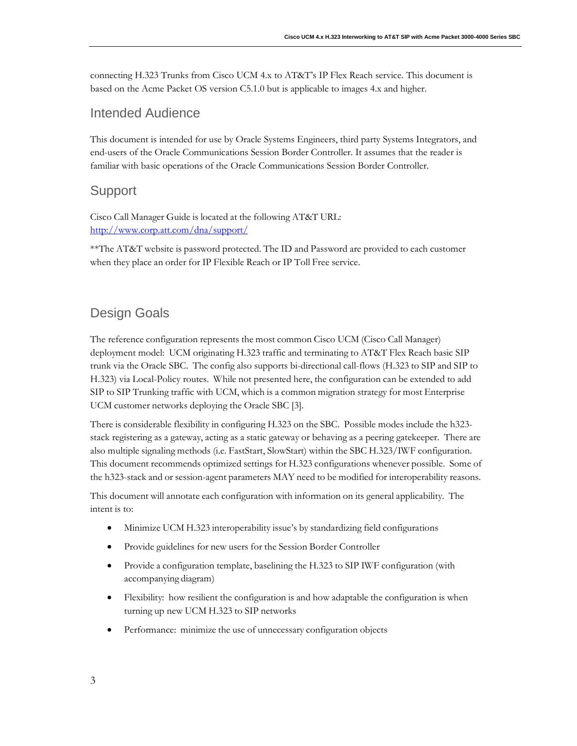connecting H.323 Trunks from Cisco UCM 4.x to AT&T's IP Flex Reach service. This document is based on the Acme Packet OS version C5.1.0 but is applicable to images 4.x and higher.

## Intended Audience

This document is intended for use by Oracle Systems Engineers, third party Systems Integrators, and end-users of the Oracle Communications Session Border Controller. It assumes that the reader is familiar with basic operations of the Oracle Communications Session Border Controller.

## Support

Cisco Call Manager Guide is located at the following AT&T URL:
[http://www.corp.att.com/dna/support/](http://www.corp.att.com/dna/support/)

**The AT&T website is password protected. The ID and Password are provided to each customer when they place an order for IP Flexible Reach or IP Toll Free service.

## Design Goals

The reference configuration represents the most common Cisco UCM (Cisco Call Manager) deployment model: UCM originating H.323 traffic and terminating to AT&T Flex Reach basic SIP trunk via the Oracle SBC. The config also supports bi-directional call-flows (H.323 to SIP and SIP to H.323) via Local-Policy routes. While not presented here, the configuration can be extended to add SIP to SIP Trunking traffic with UCM, which is a common migration strategy for most Enterprise UCM customer networks deploying the Oracle SBC [3].

There is considerable flexibility in configuring H.323 on the SBC. Possible modes include the h323-stack registering as a gateway, acting as a static gateway or behaving as a peering gatekeeper. There are also multiple signaling methods (i.e. FastStart, SlowStart) within the SBC H.323/IWF configuration. This document recommends optimized settings for H.323 configurations whenever possible. Some of the h323-stack and or session-agent parameters MAY need to be modified for interoperability reasons.

This document will annotate each configuration with information on its general applicability. The intent is to:

- Minimize UCM H.323 interoperability issue's by standardizing field configurations
- Provide guidelines for new users for the Session Border Controller
- Provide a configuration template, baselining the H.323 to SIP IWF configuration (with accompanying diagram)
- Flexibility: how resilient the configuration is and how adaptable the configuration is when turning up new UCM H.323 to SIP networks
- Performance: minimize the use of unnecessary configuration objects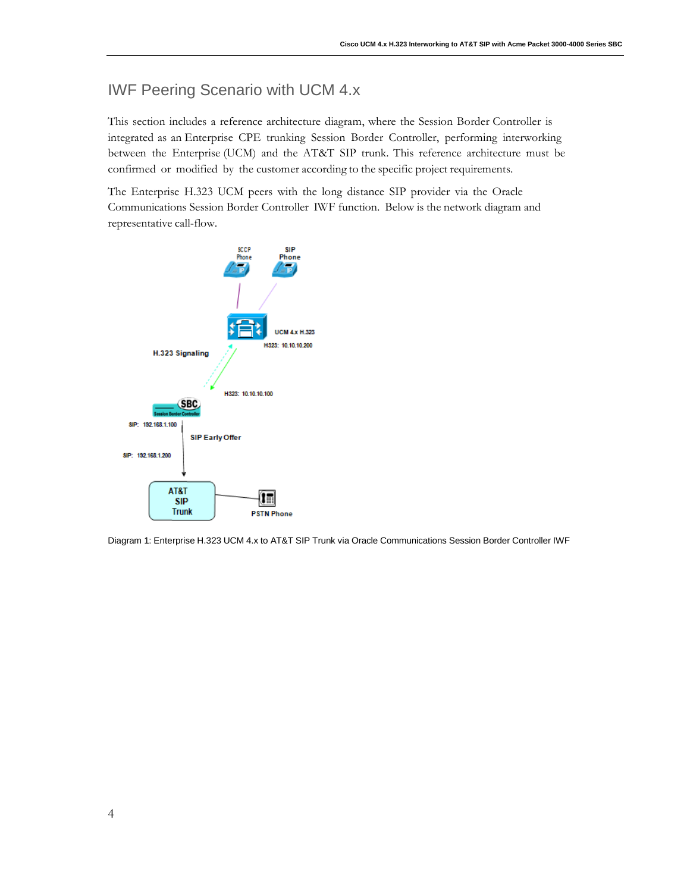## IWF Peering Scenario with UCM 4.x

This section includes a reference architecture diagram, where the Session Border Controller is integrated as an Enterprise CPE trunking Session Border Controller, performing interworking between the Enterprise (UCM) and the AT&T SIP trunk. This reference architecture must be confirmed or modified by the customer according to the specific project requirements.

The Enterprise H.323 UCM peers with the long distance SIP provider via the Oracle Communications Session Border Controller IWF function. Below is the network diagram and representative call-flow.

Diagram 1: Enterprise H.323 UCM 4.x to AT&T SIP Trunk via Oracle Communications Session Border Controller IWF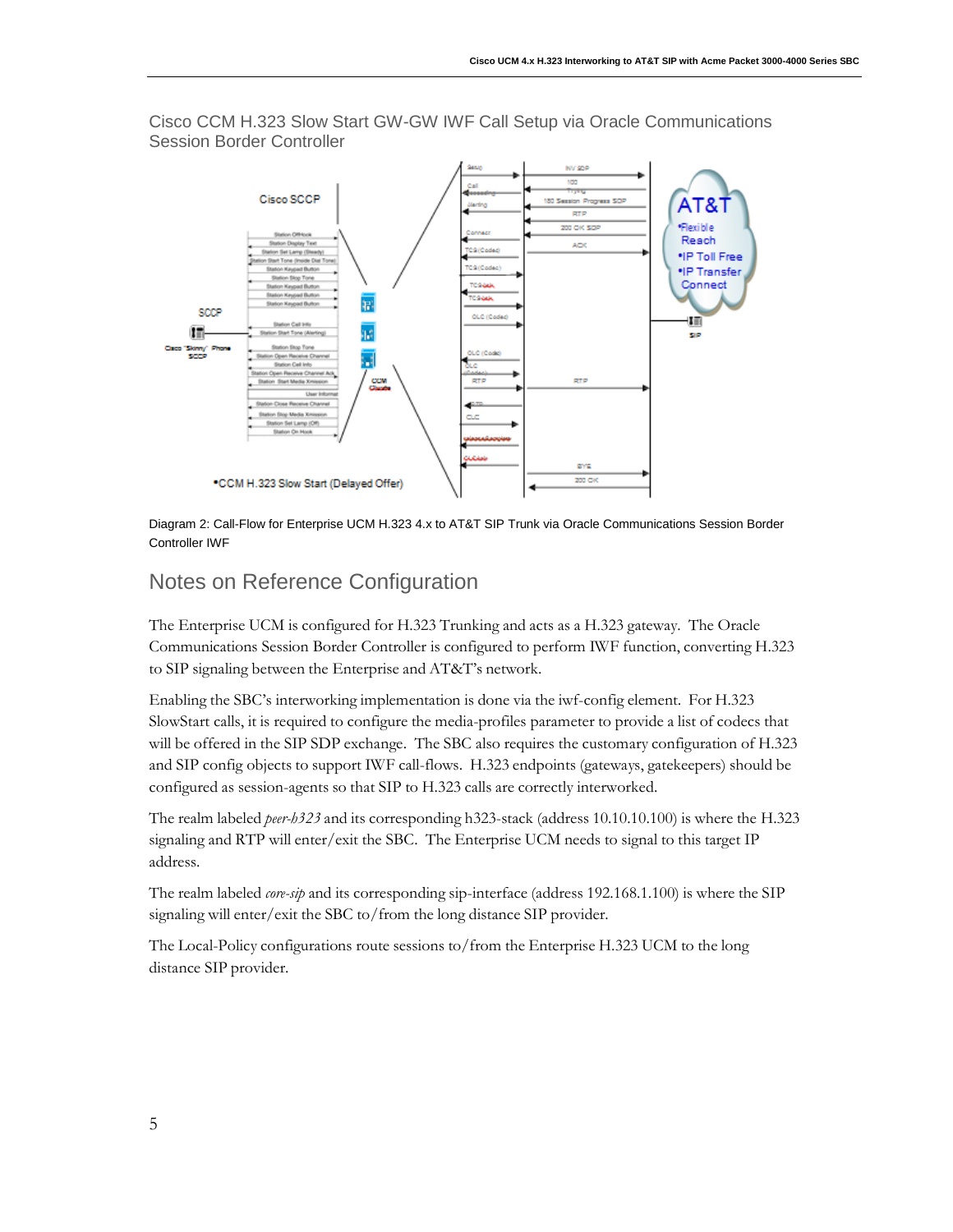## Cisco CCM H.323 Slow Start GW-GW IWF Call Setup via Oracle Communications Session Border Controller

Diagram 2: Call-Flow for Enterprise UCM H.323 4.x to AT&T SIP Trunk via Oracle Communications Session Border Controller IWF

## Notes on Reference Configuration

The Enterprise UCM is configured for H.323 Trunking and acts as a H.323 gateway. The Oracle Communications Session Border Controller is configured to perform IWF function, converting H.323 to SIP signaling between the Enterprise and AT&T's network.

Enabling the SBC's interworking implementation is done via the iwf-config element. For H.323 SlowStart calls, it is required to configure the media-profiles parameter to provide a list of codecs that will be offered in the SIP SDP exchange. The SBC also requires the customary configuration of H.323 and SIP config objects to support IWF call-flows. H.323 endpoints (gateways, gatekeepers) should be configured as session-agents so that SIP to H.323 calls are correctly interworked.

The realm labeled *peer-h323* and its corresponding h323-stack (address 10.10.10.100) is where the H.323 signaling and RTP will enter/exit the SBC. The Enterprise UCM needs to signal to this target IP address.

The realm labeled *core-sip* and its corresponding sip-interface (address 192.168.1.100) is where the SIP signaling will enter/exit the SBC to/from the long distance SIP provider.

The Local-Policy configurations route sessions to/from the Enterprise H.323 UCM to the long distance SIP provider.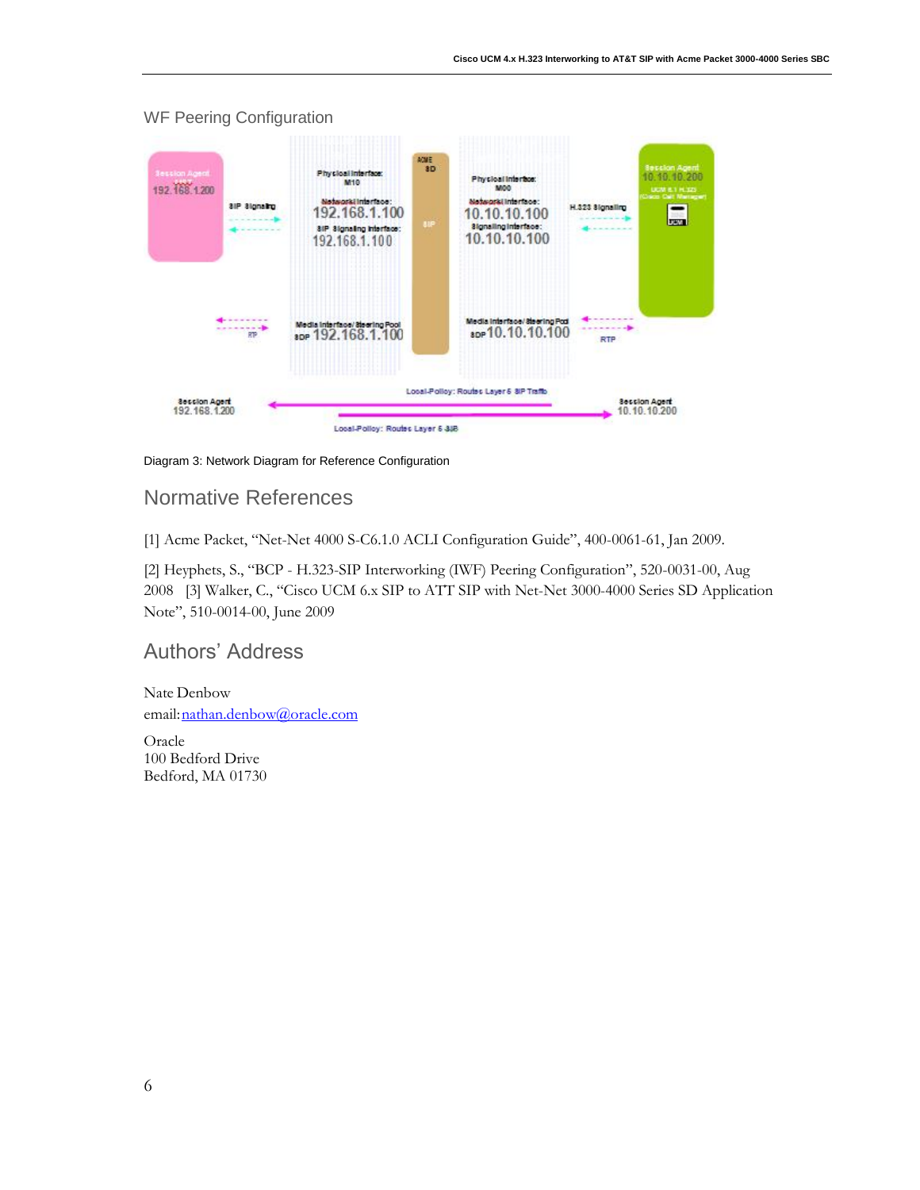## WF Peering Configuration

Diagram 3: Network Diagram for Reference Configuration

## Normative References

[1] Acme Packet, "Net-Net 4000 S-C6.1.0 ACLI Configuration Guide", 400-0061-61, Jan 2009.

[2] Heyphets, S., "BCP - H.323-SIP Interworking (IWF) Peering Configuration", 520-0031-00, Aug 2008 [3] Walker, C., "Cisco UCM 6.x SIP to ATT SIP with Net-Net 3000-4000 Series SD Application Note", 510-0014-00, June 2009

## Authors' Address

Nate Denbow
email:nathan.denbow@oracle.com

Oracle
100 Bedford Drive
Bedford, MA 01730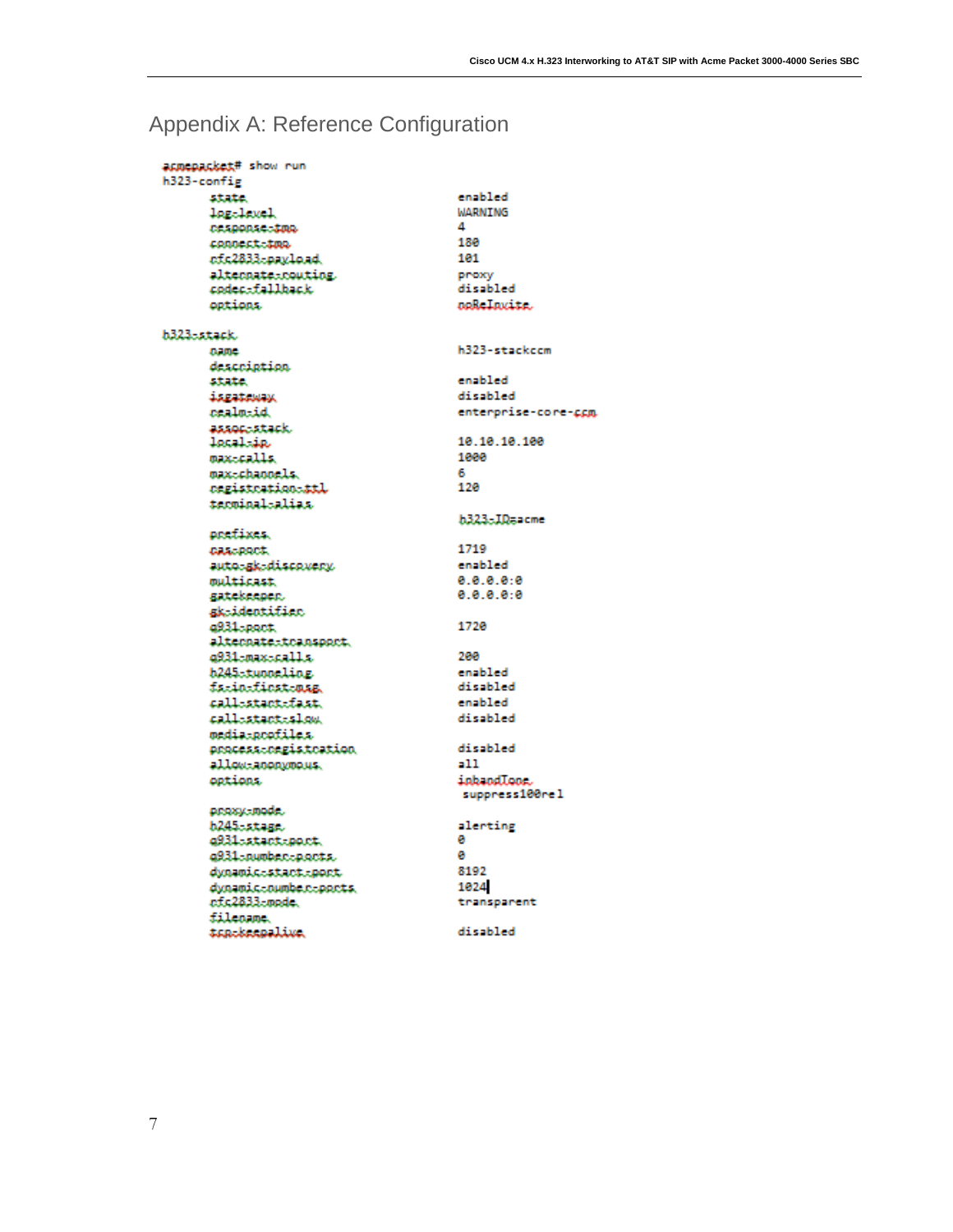# Appendix A: Reference Configuration

```
acmepacket# show run
h323-config
        state                           enabled
        log-level                       WARNING
        response-tmo                    4
        connect-tmo                     180
        rfc2833-payload                 101
        alternate-routing               proxy
        codec-fallback                  disabled
        options                         noReInvite

h323-stack
        name                            h323-stackccm
        description
        state                           enabled
        isgateway                       disabled
        realm-id                        enterprise-core-ccm
        assoc-stack
        local-ip                        10.10.10.100
        max-calls                       1000
        max-channels                    6
        registration-ttl                120
        terminal-alias
                                        h323-ID=acme
        prefixes
        ras-port                        1719
        auto-gk-discovery               enabled
        multicast                       0.0.0.0:0
        gatekeeper                      0.0.0.0:0
        gk-identifier
        q931-port                       1720
        alternate-transport
        q931-max-calls                  200
        h245-tunneling                  enabled
        fs-in-first-msg                 disabled
        call-start-fast                 enabled
        call-start-slow                 disabled
        media-profiles
        process-registration            disabled
        allow-anonymous                 all
        options                         inbandTone
                                         suppress100rel
        proxy-mode
        h245-stage                      alerting
        q931-start-port                 0
        q931-number-ports               0
        dynamic-start-port              8192
        dynamic-number-ports            1024
        rfc2833-mode                    transparent
        filename
        tcp-keepalive                   disabled
```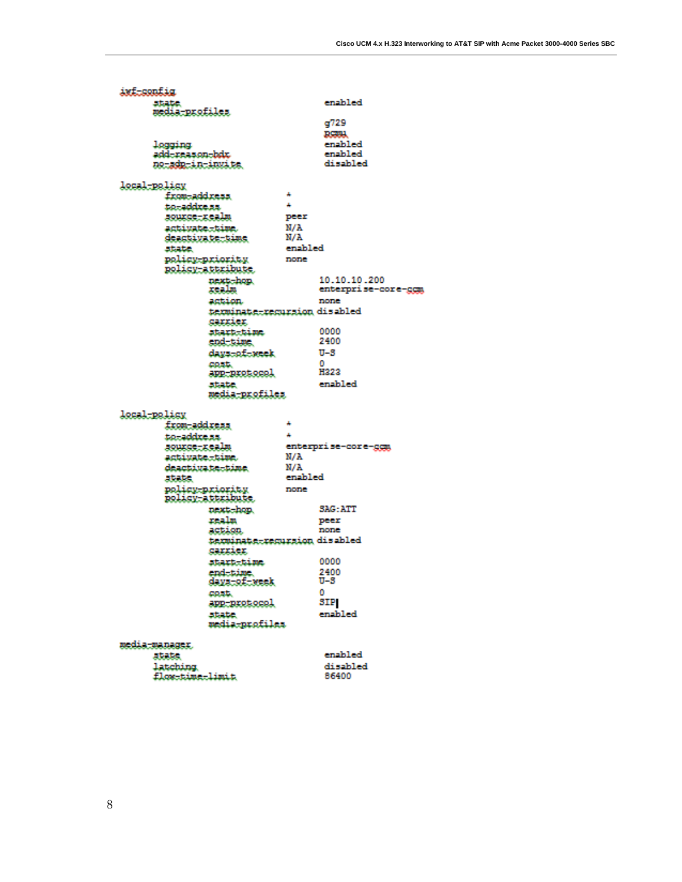```
iwf-config
        state                              enabled
        media-profiles
                                           g729
                                           pcmu
        logging                            enabled
        add-reason-hdr                     enabled
        no-sdp-in-invite                   disabled

local-policy
        from-address              *
        to-address                *
        source-realm              peer
        activate-time             N/A
        deactivate-time           N/A
        state                     enabled
        policy-priority           none
        policy-attribute
                next-hop                   10.10.10.200
                realm                      enterprise-core-ccm
                action                     none
                terminate-recursion disabled
                carrier
                start-time                 0000
                end-time                   2400
                days-of-week               U-S
                cost                       0
                app-protocol               H323
                state                      enabled
                media-profiles

local-policy
        from-address              *
        to-address                *
        source-realm              enterprise-core-ccm
        activate-time             N/A
        deactivate-time           N/A
        state                     enabled
        policy-priority           none
        policy-attribute
                next-hop                   SAG:ATT
                realm                      peer
                action                     none
                terminate-recursion disabled
                carrier
                start-time                 0000
                end-time                   2400
                days-of-week               U-S
                cost                       0
                app-protocol               SIP
                state                      enabled
                media-profiles

media-manager
        state                              enabled
        latching                           disabled
        flow-time-limit                    86400
```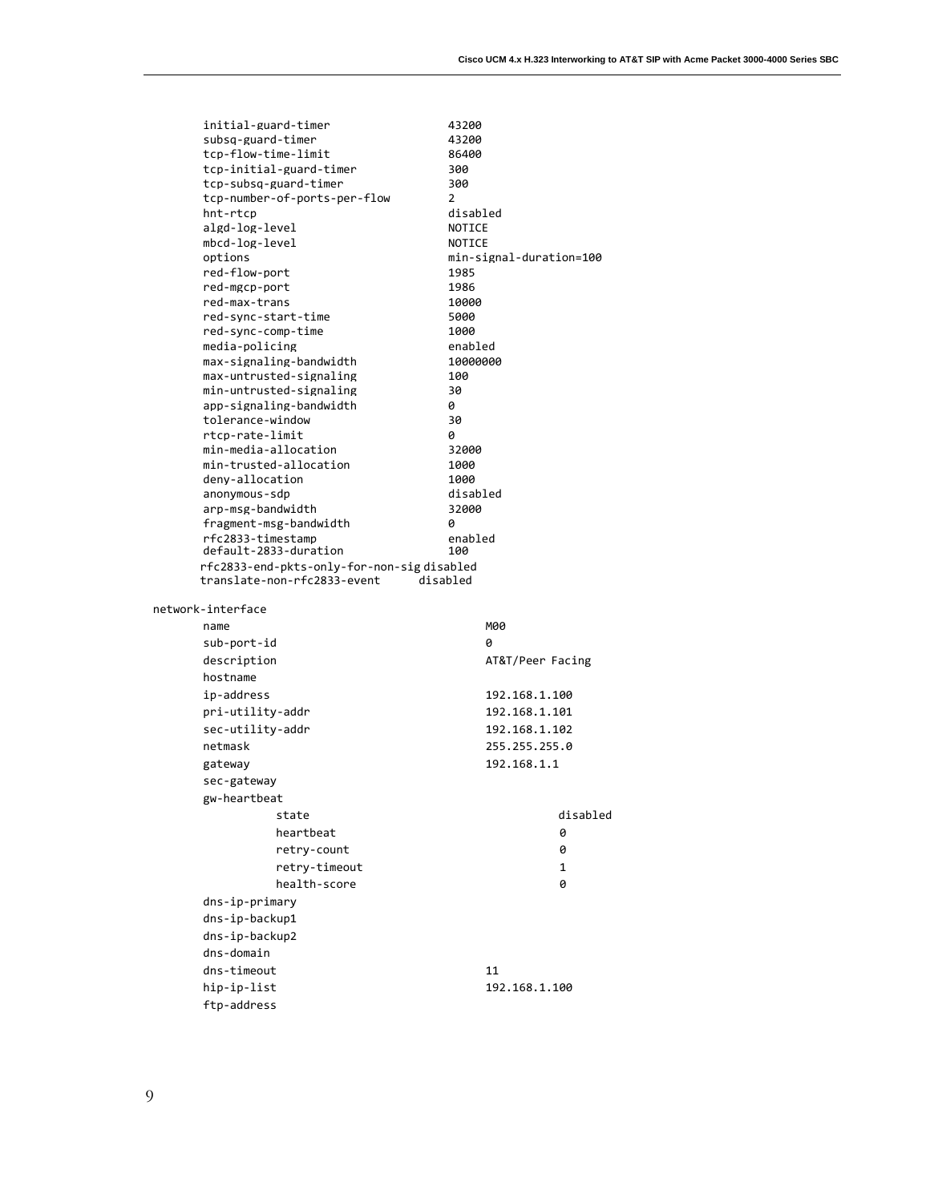```
        initial-guard-timer                43200
        subsq-guard-timer                  43200
        tcp-flow-time-limit                86400
        tcp-initial-guard-timer            300
        tcp-subsq-guard-timer              300
        tcp-number-of-ports-per-flow       2
        hnt-rtcp                           disabled
        algd-log-level                     NOTICE
        mbcd-log-level                     NOTICE
        options                            min-signal-duration=100
        red-flow-port                      1985
        red-mgcp-port                      1986
        red-max-trans                      10000
        red-sync-start-time                5000
        red-sync-comp-time                 1000
        media-policing                     enabled
        max-signaling-bandwidth            10000000
        max-untrusted-signaling            100
        min-untrusted-signaling            30
        app-signaling-bandwidth            0
        tolerance-window                   30
        rtcp-rate-limit                    0
        min-media-allocation               32000
        min-trusted-allocation             1000
        deny-allocation                    1000
        anonymous-sdp                      disabled
        arp-msg-bandwidth                  32000
        fragment-msg-bandwidth             0
        rfc2833-timestamp                  enabled
        default-2833-duration              100
        rfc2833-end-pkts-only-for-non-sig disabled
        translate-non-rfc2833-event      disabled

network-interface
        name                                  M00
        sub-port-id                           0
        description                           AT&T/Peer Facing
        hostname
        ip-address                            192.168.1.100
        pri-utility-addr                      192.168.1.101
        sec-utility-addr                      192.168.1.102
        netmask                               255.255.255.0
        gateway                               192.168.1.1
        sec-gateway
        gw-heartbeat
                state                                     disabled
                heartbeat                                 0
                retry-count                               0
                retry-timeout                             1
                health-score                              0
        dns-ip-primary
        dns-ip-backup1
        dns-ip-backup2
        dns-domain
        dns-timeout                           11
        hip-ip-list                           192.168.1.100
        ftp-address
```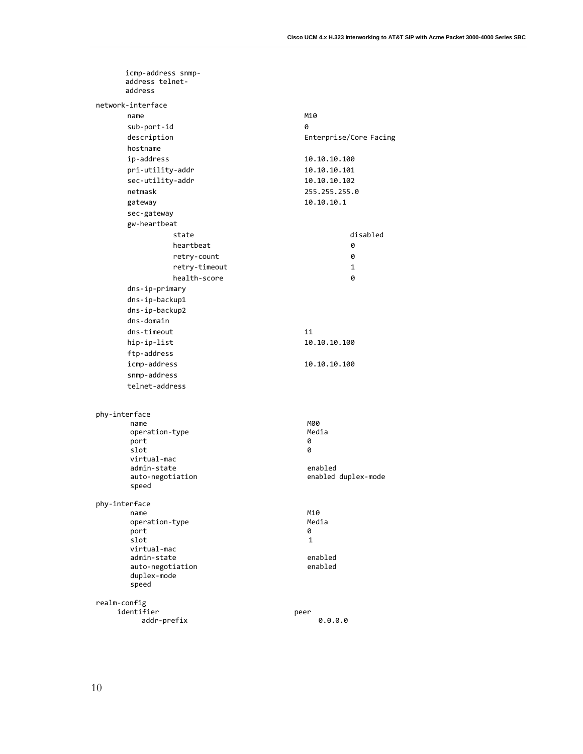```
        icmp-address snmp-
        address telnet-
        address
network-interface
        name                                    M10
        sub-port-id                             0
        description                             Enterprise/Core Facing
        hostname
        ip-address                              10.10.10.100
        pri-utility-addr                        10.10.10.101
        sec-utility-addr                        10.10.10.102
        netmask                                 255.255.255.0
        gateway                                 10.10.10.1
        sec-gateway
        gw-heartbeat
                state                                   disabled
                heartbeat                               0
                retry-count                             0
                retry-timeout                           1
                health-score                            0
        dns-ip-primary
        dns-ip-backup1
        dns-ip-backup2
        dns-domain
        dns-timeout                             11
        hip-ip-list                             10.10.10.100
        ftp-address
        icmp-address                            10.10.10.100
        snmp-address
        telnet-address


phy-interface
        name                                    M00
        operation-type                          Media
        port                                    0
        slot                                    0
        virtual-mac
        admin-state                             enabled
        auto-negotiation                        enabled duplex-mode
        speed

phy-interface
        name                                    M10
        operation-type                          Media
        port                                    0
        slot                                    1
        virtual-mac
        admin-state                             enabled
        auto-negotiation                        enabled
        duplex-mode
        speed

realm-config
     identifier                                peer
          addr-prefix                               0.0.0.0
```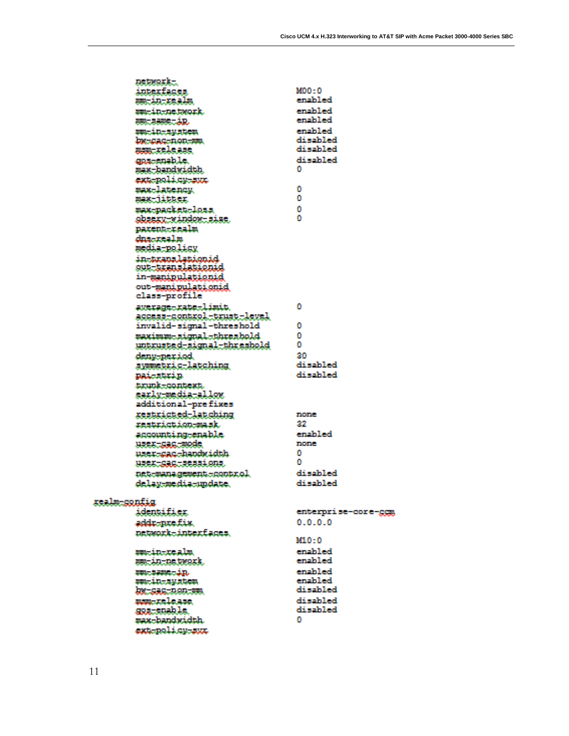```
        network-
        interfaces                  M00:0
        mm-in-realm                 enabled
        mm-in-network               enabled
        mm-same-ip                  enabled
        mm-in-system                enabled
        bw-cac-non-mm               disabled
        msm-release                 disabled
        qos-enable                  disabled
        max-bandwidth               0
        ext-policy-svr
        max-latency                 0
        max-jitter                  0
        max-packet-loss             0
        observ-window-size          0
        parent-realm
        dns-realm
        media-policy
        in-translationid
        out-translationid
        in-manipulationid
        out-manipulationid
        class-profile
        average-rate-limit          0
        access-control-trust-level
        invalid-signal-threshold    0
        maximum-signal-threshold    0
        untrusted-signal-threshold  0
        deny-period                 30
        symmetric-latching          disabled
        pai-strip                   disabled
        trunk-context
        early-media-allow
        additional-prefixes
        restricted-latching         none
        restriction-mask            32
        accounting-enable           enabled
        user-cac-mode               none
        user-cac-bandwidth          0
        user-cac-sessions           0
        net-management-control      disabled
        delay-media-update          disabled

realm-config
        identifier                  enterprise-core-ccm
        addr-prefix                 0.0.0.0
        network-interfaces
                                    M10:0
        mm-in-realm                 enabled
        mm-in-network               enabled
        mm-same-ip                  enabled
        mm-in-system                enabled
        bw-cac-non-mm               disabled
        msm-release                 disabled
        qos-enable                  disabled
        max-bandwidth               0
        ext-policy-svr
```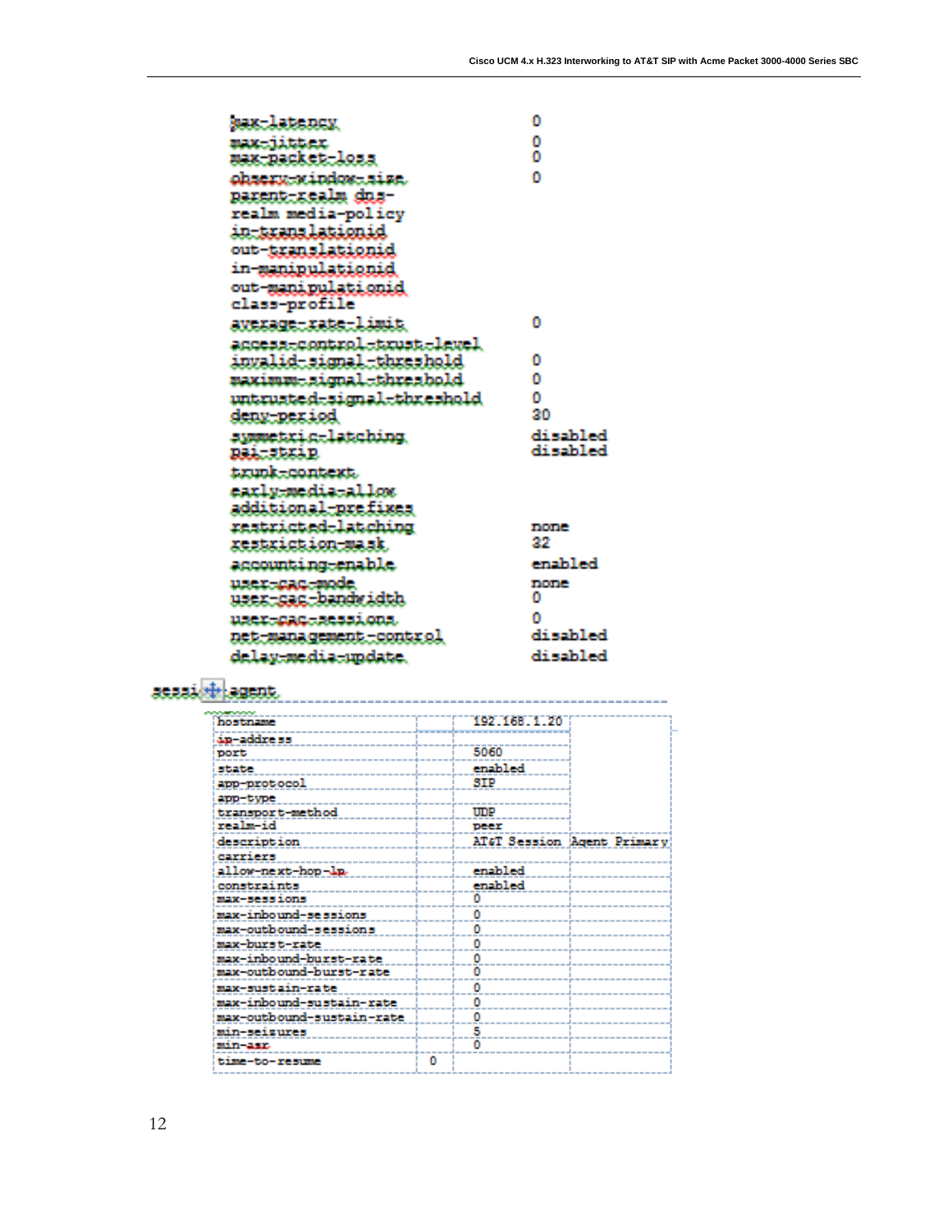```
max-latency                     0
max-jitter                      0
max-packet-loss                 0
observ-window-size              0
parent-realm dns-
realm media-policy
in-translationid
out-translationid
in-manipulationid
out-manipulationid
class-profile
average-rate-limit              0
access-control-trust-level
invalid-signal-threshold        0
maximum-signal-threshold        0
untrusted-signal-threshold      0
deny-period                     30
symmetric-latching              disabled
pai-strip                       disabled
trunk-context
early-media-allow
additional-prefixes
restricted-latching             none
restriction-mask                32
accounting-enable               enabled
user-cac-mode                   none
user-cac-bandwidth              0
user-cac-sessions               0
net-management-control          disabled
delay-media-update              disabled
```

session-agent

| | | | |
|---|---|---|---|
| hostname | | 192.168.1.20 | |
| ip-address | | | |
| port | | 5060 | |
| state | | enabled | |
| app-protocol | | SIP | |
| app-type | | | |
| transport-method | | UDP | |
| realm-id | | peer | |
| description | | AT&T Session | Agent Primary |
| carriers | | | |
| allow-next-hop-lp | | enabled | |
| constraints | | enabled | |
| max-sessions | | 0 | |
| max-inbound-sessions | | 0 | |
| max-outbound-sessions | | 0 | |
| max-burst-rate | | 0 | |
| max-inbound-burst-rate | | 0 | |
| max-outbound-burst-rate | | 0 | |
| max-sustain-rate | | 0 | |
| max-inbound-sustain-rate | | 0 | |
| max-outbound-sustain-rate | | 0 | |
| min-seizures | | 5 | |
| min-asr | | 0 | |
| time-to-resume | 0 | | |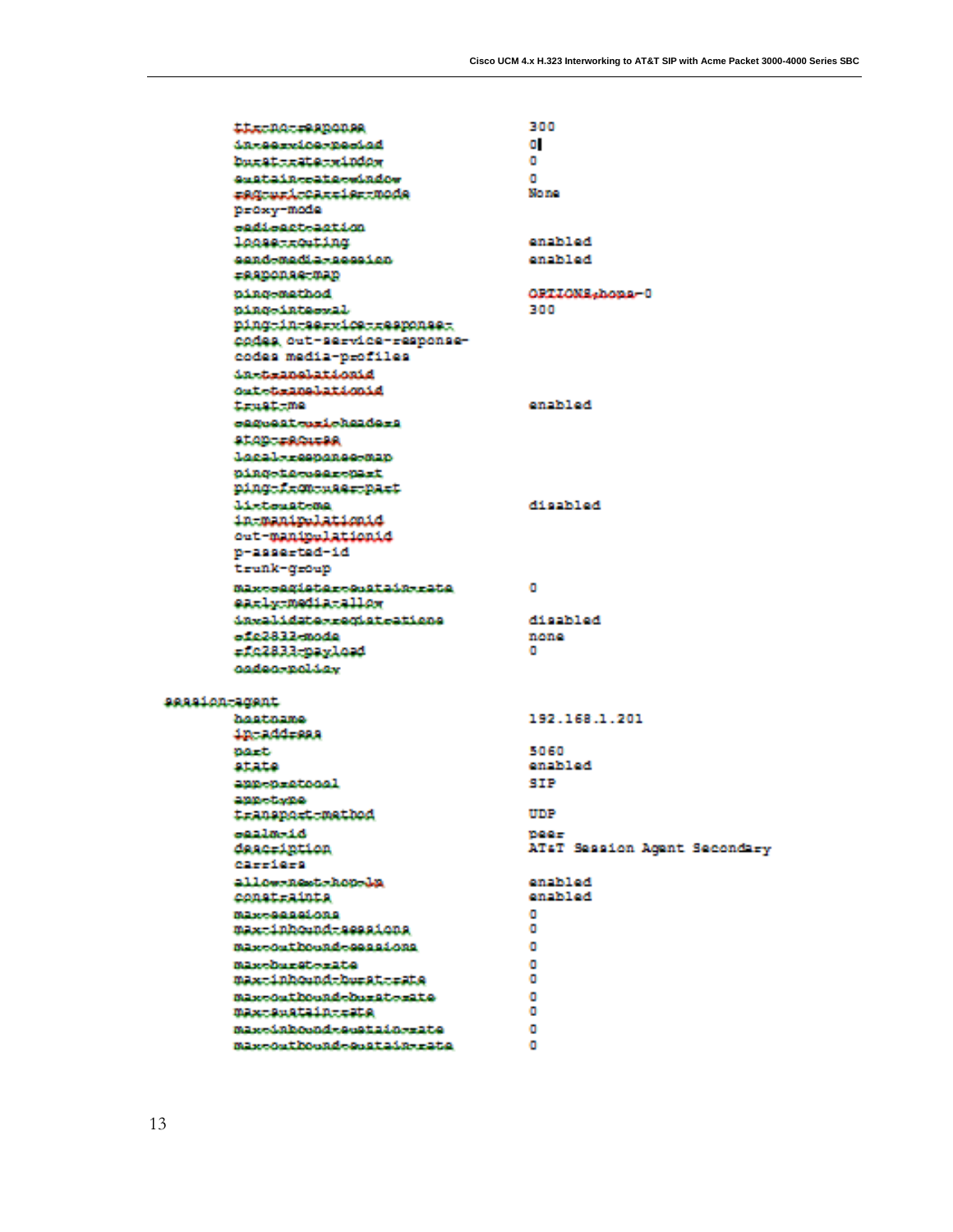```
        tcp-no-response                    300
        in-service-period                  0
        burst-rate-window                  0
        sustain-rate-window                0
        req-uri-carrier-mode               None
        proxy-mode
        redirect-action
        loose-routing                      enabled
        send-media-session                 enabled
        response-map
        ping-method                        OPTIONS;hops=0
        ping-interval                      300
        ping-in-service-response-
        codes out-service-response-
        codes media-profiles
        in-translationid
        out-translationid
        trust-me                           enabled
        request-uri-headers
        stop-recurse
        local-response-map
        ping-to-user-part
        ping-from-user-part
        li-trust-me                        disabled
        in-manipulationid
        out-manipulationid
        p-asserted-id
        trunk-group
        max-register-sustain-rate          0
        early-media-allow
        invalidate-registrations           disabled
        rfc2833-mode                       none
        rfc2833-payload                    0
        codec-policy

session-agent
        hostname                           192.168.1.201
        ip-address
        port                               5060
        state                              enabled
        app-protocol                       SIP
        app-type
        transport-method                   UDP
        realm-id                           peer
        description                        AT&T Session Agent Secondary
        carriers
        allow-next-hop-lp                  enabled
        constraints                        enabled
        max-sessions                       0
        max-inbound-sessions               0
        max-outbound-sessions              0
        max-burst-rate                     0
        max-inbound-burst-rate             0
        max-outbound-burst-rate            0
        max-sustain-rate                   0
        max-inbound-sustain-rate           0
        max-outbound-sustain-rate          0
```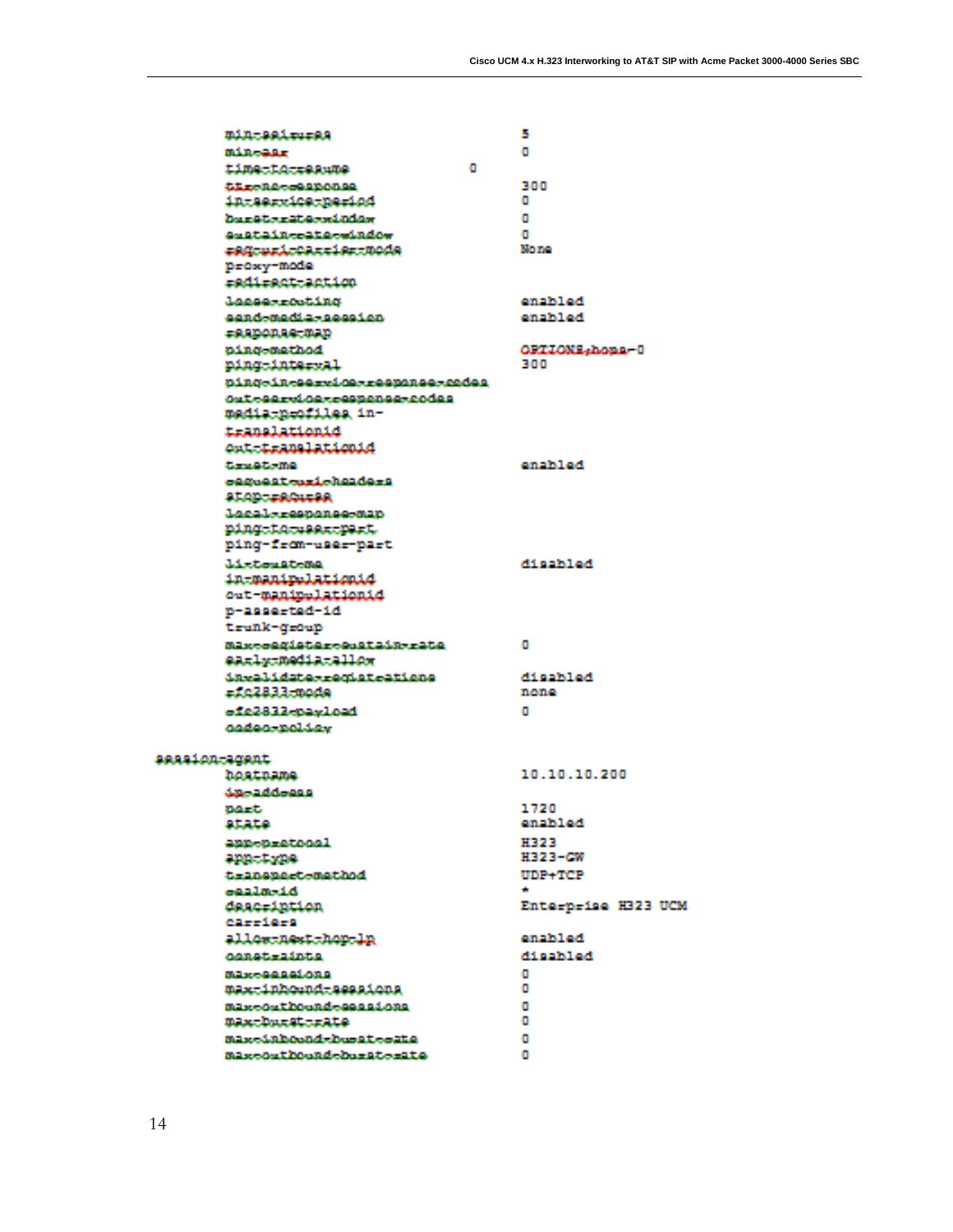```
        min-seizures                            5
        min-asr                                 0
        time-to-resume                  0
        ttr-no-response                         300
        in-service-period                       0
        burst-rate-window                       0
        sustain-rate-window                     0
        req-uri-carrier-mode                    None
        proxy-mode
        redirect-action
        loose-routing                           enabled
        send-media-session                      enabled
        response-map
        ping-method                             OPTIONS;hops=0
        ping-interval                           300
        ping-in-service-response-codes
        out-service-response-codes
        media-profiles in-
        translationid
        out-translationid
        trust-me                                enabled
        request-uri-headers
        stop-recurse
        local-response-map
        ping-to-user-part
        ping-from-user-part
        li-trust-me                             disabled
        in-manipulationid
        out-manipulationid
        p-asserted-id
        trunk-group
        max-register-sustain-rate               0
        early-media-allow
        invalidate-registrations                disabled
        rfc2833-mode                            none
        rfc2833-payload                         0
        codec-policy

session-agent
        hostname                                10.10.10.200
        ip-address
        port                                    1720
        state                                   enabled
        app-protocol                            H323
        app-type                                H323-GW
        transport-method                        UDP+TCP
        realm-id                                *
        description                             Enterprise H323 UCM
        carriers
        allow-next-hop-lp                       enabled
        constraints                             disabled
        max-sessions                            0
        max-inbound-sessions                    0
        max-outbound-sessions                   0
        max-burst-rate                          0
        max-inbound-burst-rate                  0
        max-outbound-burst-rate                 0
```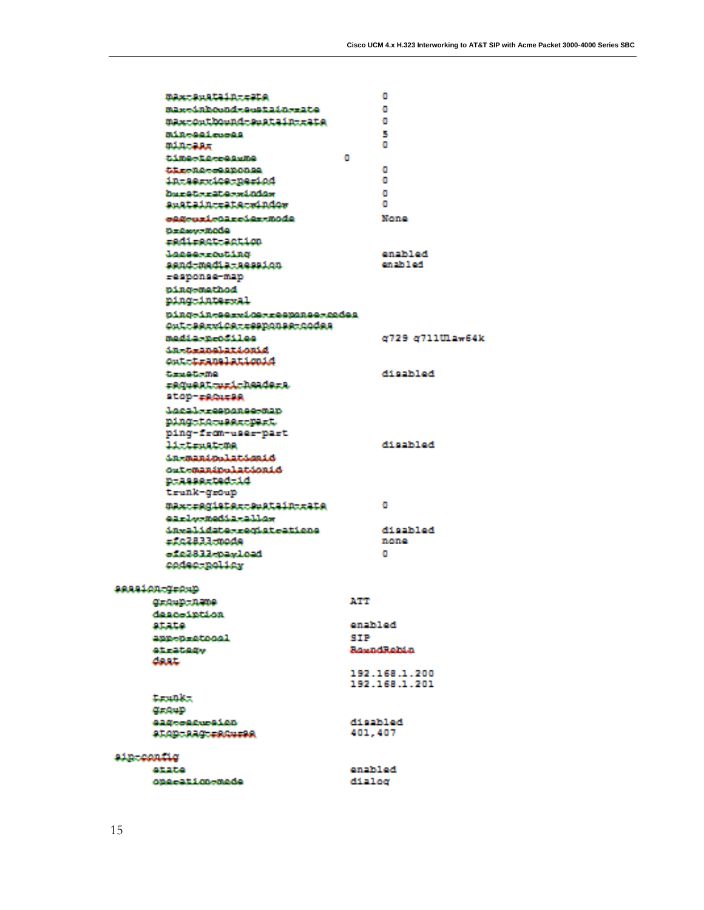```
        max-sustain-rate                        0
        max-inbound-sustain-rate                0
        max-outbound-sustain-rate               0
        min-seizures                            5
        min-asr                                 0
        time-to-resume                  0
        ttr-no-response                         0
        in-service-period                       0
        burst-rate-window                       0
        sustain-rate-window                     0
        req-uri-carrier-mode                    None
        proxy-mode
        redirect-action
        loose-routing                           enabled
        send-media-session                      enabled
        response-map
        ping-method
        ping-interval
        ping-in-service-response-codes
        out-service-response-codes
        media-profiles                          g729 g711Ulaw64k
        in-translationid
        out-translationid
        trust-me                                disabled
        request-uri-headers
        stop-recurse
        local-response-map
        ping-to-user-part
        ping-from-user-part
        li-trust-me                             disabled
        in-manipulationid
        out-manipulationid
        p-asserted-id
        trunk-group
        max-register-sustain-rate               0
        early-media-allow
        invalidate-registrations                disabled
        rfc2833-mode                            none
        rfc2833-payload                         0
        codec-policy

session-group
      group-name                        ATT
      description
      state                             enabled
      app-protocol                      SIP
      strategy                          RoundRobin
      dest
                                        192.168.1.200
                                        192.168.1.201
      trunk-
      group
      sag-recursion                     disabled
      stop-sag-recurse                  401,407

sip-config
      state                             enabled
      operation-mode                    dialog
```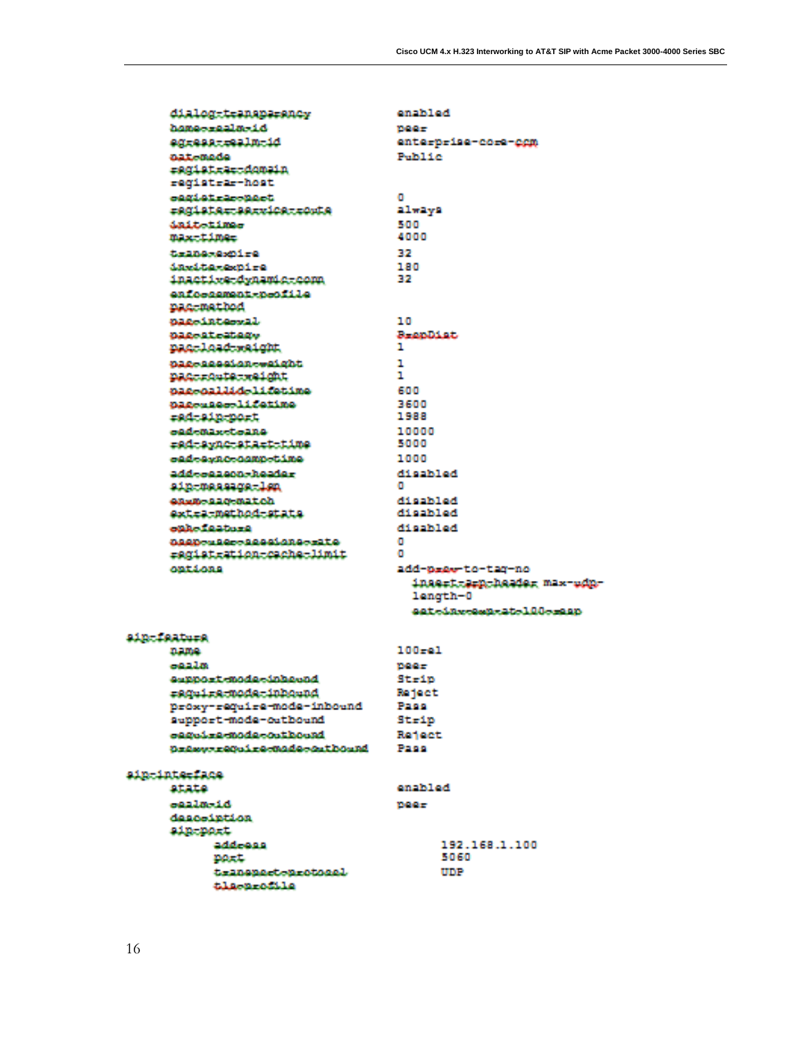```
        dialog-transparency              enabled
        home-realm-id                    peer
        egress-realm-id                  enterprise-core-ccm
        nat-mode                         Public
        registrar-domain
        registrar-host
        registrar-port                   0
        register-service-route           always
        init-timer                       500
        max-timer                        4000
        trans-expire                     32
        invite-expire                    180
        inactive-dynamic-conn            32
        enforcement-profile
        pac-method
        pac-interval                     10
        pac-strategy                     PropDist
        pac-load-weight                  1
        pac-session-weight               1
        pac-route-weight                 1
        pac-callid-lifetime              600
        pac-user-lifetime                3600
        red-sip-port                     1988
        red-max-trans                    10000
        red-sync-start-time              5000
        red-sync-comp-time               1000
        add-reason-header                disabled
        sip-message-len                  0
        enum-sag-match                   disabled
        extra-method-stats               disabled
        rph-feature                      disabled
        nsep-user-sessions-rate          0
        registration-cache-limit         0
        options                          add-prov-to-tag-no
                                           insert-arp-header max-udp-
                                           length=0
                                           set-inv-exp-at-100-resp

sip-feature
        name                             100rel
        realm                            peer
        support-mode-inbound             Strip
        require-mode-inbound             Reject
        proxy-require-mode-inbound       Pass
        support-mode-outbound            Strip
        require-mode-outbound            Reject
        proxy-require-mode-outbound      Pass

sip-interface
        state                            enabled
        realm-id                         peer
        description
        sip-port
                address                      192.168.1.100
                port                         5060
                transport-protocol           UDP
                tls-profile
```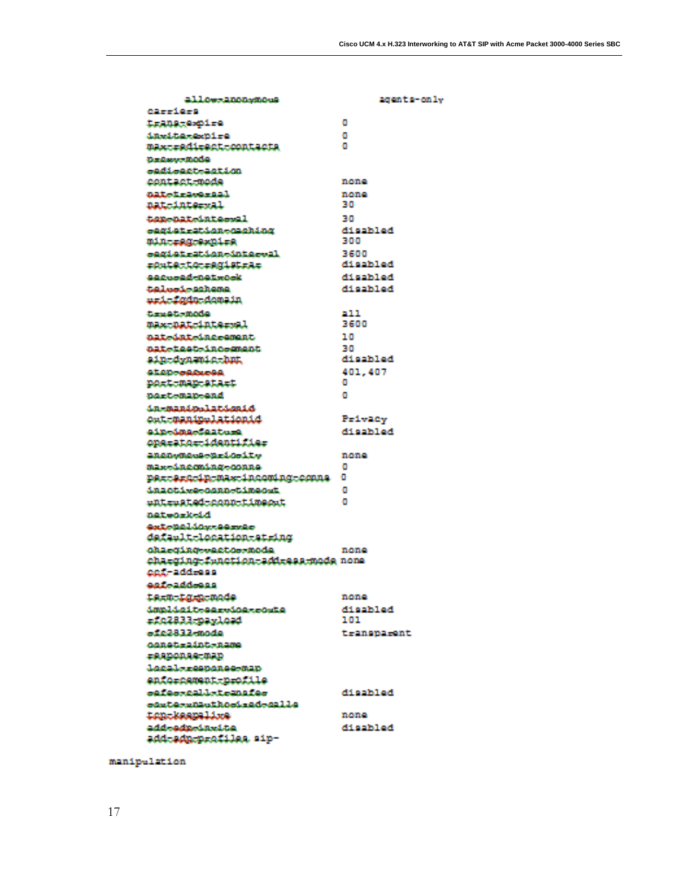```
        allow-anonymous                    agents-only
    carriers
    trans-expire                   0
    invite-expire                  0
    max-redirect-contacts          0
    proxy-mode
    redirect-action
    contact-mode                   none
    nat-traversal                  none
    nat-interval                   30
    tcp-nat-interval               30
    registration-caching           disabled
    min-reg-expire                 300
    registration-interval          3600
    route-to-registrar             disabled
    secured-network                disabled
    teluri-scheme                  disabled
    uri-fqdn-domain
    trust-mode                     all
    max-nat-interval               3600
    nat-int-increment              10
    nat-test-increment             30
    sip-dynamic-hnt                disabled
    stop-recurse                   401,407
    port-map-start                 0
    port-map-end                   0
    in-manipulationid
    out-manipulationid             Privacy
    sip-ims-feature                disabled
    operator-identifier
    anonymous-priority             none
    max-incoming-conns             0
    per-src-ip-max-incoming-conns  0
    inactive-conn-timeout          0
    untrusted-conn-timeout         0
    network-id
    ext-policy-server
    default-location-string
    charging-vector-mode           none
    charging-function-address-mode none
    ccf-address
    ecf-address
    term-tgrp-mode                 none
    implicit-service-route         disabled
    rfc2833-payload                101
    rfc2833-mode                   transparent
    constraint-name
    response-map
    local-response-map
    enforcement-profile
    refer-call-transfer            disabled
    route-unauthorized-calls
    tcp-keepalive                  none
    add-sdp-invite                 disabled
    add-sdp-profiles sip-

manipulation
```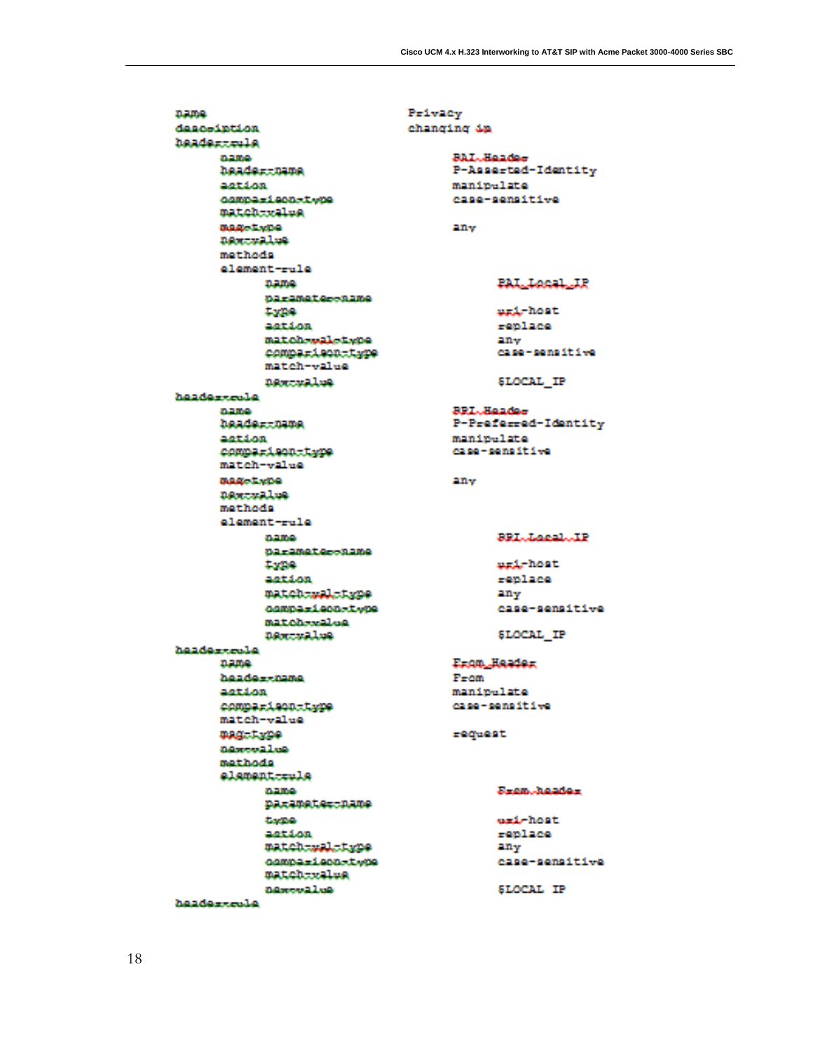```
name                          Privacy
description                   changing ip
header-rule
      name                          PAI_Header
      header-name                   P-Asserted-Identity
      action                        manipulate
      comparison-type               case-sensitive
      match-value
      msg-type                      any
      new-value
      methods
      element-rule
            name                          PAI_Local_IP
            parameter-name
            type                          uri-host
            action                        replace
            match-val-type                any
            comparison-type               case-sensitive
            match-value
            new-value                     $LOCAL_IP
header-rule
      name                          PPI_Header
      header-name                   P-Preferred-Identity
      action                        manipulate
      comparison-type               case-sensitive
      match-value
      msg-type                      any
      new-value
      methods
      element-rule
            name                          PPI_Local_IP
            parameter-name
            type                          uri-host
            action                        replace
            match-val-type                any
            comparison-type               case-sensitive
            match-value
            new-value                     $LOCAL_IP
header-rule
      name                          From_Header
      header-name                   From
      action                        manipulate
      comparison-type               case-sensitive
      match-value
      msg-type                      request
      new-value
      methods
      element-rule
            name                          From_header
            parameter-name
            type                          uri-host
            action                        replace
            match-val-type                any
            comparison-type               case-sensitive
            match-value
            new-value                     $LOCAL_IP
header-rule
```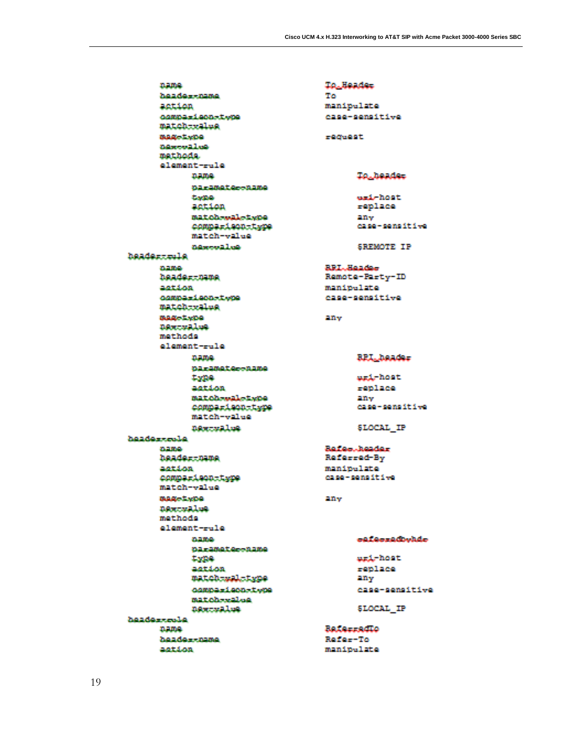```
      name                              To_Header
      header-name                       To
      action                            manipulate
      comparison-type                   case-sensitive
      match-value
      msg-type                          request
      new-value
      methods
      element-rule
            name                              To_header
            parameter-name
            type                              uri-host
            action                            replace
            match-val-type                    any
            comparison-type                   case-sensitive
            match-value
            new-value                         $REMOTE_IP
header-rule
      name                              RPI_Header
      header-name                       Remote-Party-ID
      action                            manipulate
      comparison-type                   case-sensitive
      match-value
      msg-type                          any
      new-value
      methods
      element-rule
            name                              RPI_header
            parameter-name
            type                              uri-host
            action                            replace
            match-val-type                    any
            comparison-type                   case-sensitive
            match-value
            new-value                         $LOCAL_IP
header-rule
      name                              Refer_header
      header-name                       Referred-By
      action                            manipulate
      comparison-type                   case-sensitive
      match-value
      msg-type                          any
      new-value
      methods
      element-rule
            name                              referredbyhdr
            parameter-name
            type                              uri-host
            action                            replace
            match-val-type                    any
            comparison-type                   case-sensitive
            match-value
            new-value                         $LOCAL_IP
header-rule
      name                              ReferredTo
      header-name                       Refer-To
      action                            manipulate
```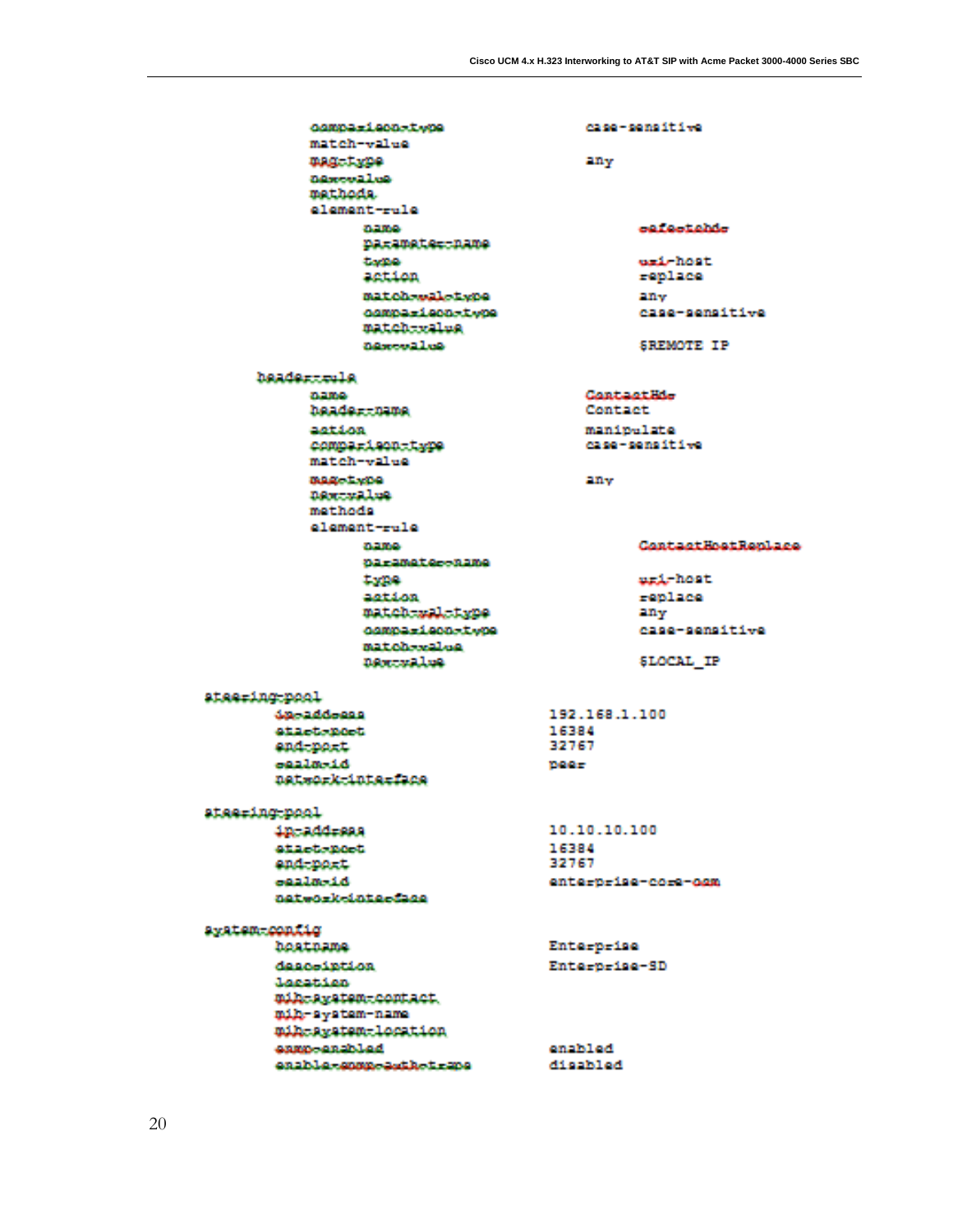```
                comparison-type          case-sensitive
                match-value
                msg-type                 any
                new-value
                methods
                element-rule
                        name                     safestehdr
                        parameter-name
                        type                     uri-host
                        action                   replace
                        match-val-type           any
                        comparison-type          case-sensitive
                        match-value
                        new-value                $REMOTE_IP
        header-rule
                name                     ContactHdr
                header-name              Contact
                action                   manipulate
                comparison-type          case-sensitive
                match-value
                msg-type                 any
                new-value
                methods
                element-rule
                        name                     ContactHostReplace
                        parameter-name
                        type                     uri-host
                        action                   replace
                        match-val-type           any
                        comparison-type          case-sensitive
                        match-value
                        new-value                $LOCAL_IP
steering-pool
        ip-address               192.168.1.100
        start-port               16384
        end-port                 32767
        realm-id                 peer
        network-interface
steering-pool
        ip-address               10.10.10.100
        start-port               16384
        end-port                 32767
        realm-id                 enterprise-core-cm
        network-interface
system-config
        hostname                 Enterprise
        description              Enterprise-SD
        location
        mib-system-contact
        mib-system-name
        mib-system-location
        snmp-enabled             enabled
        enable-snmp-auth-traps   disabled
```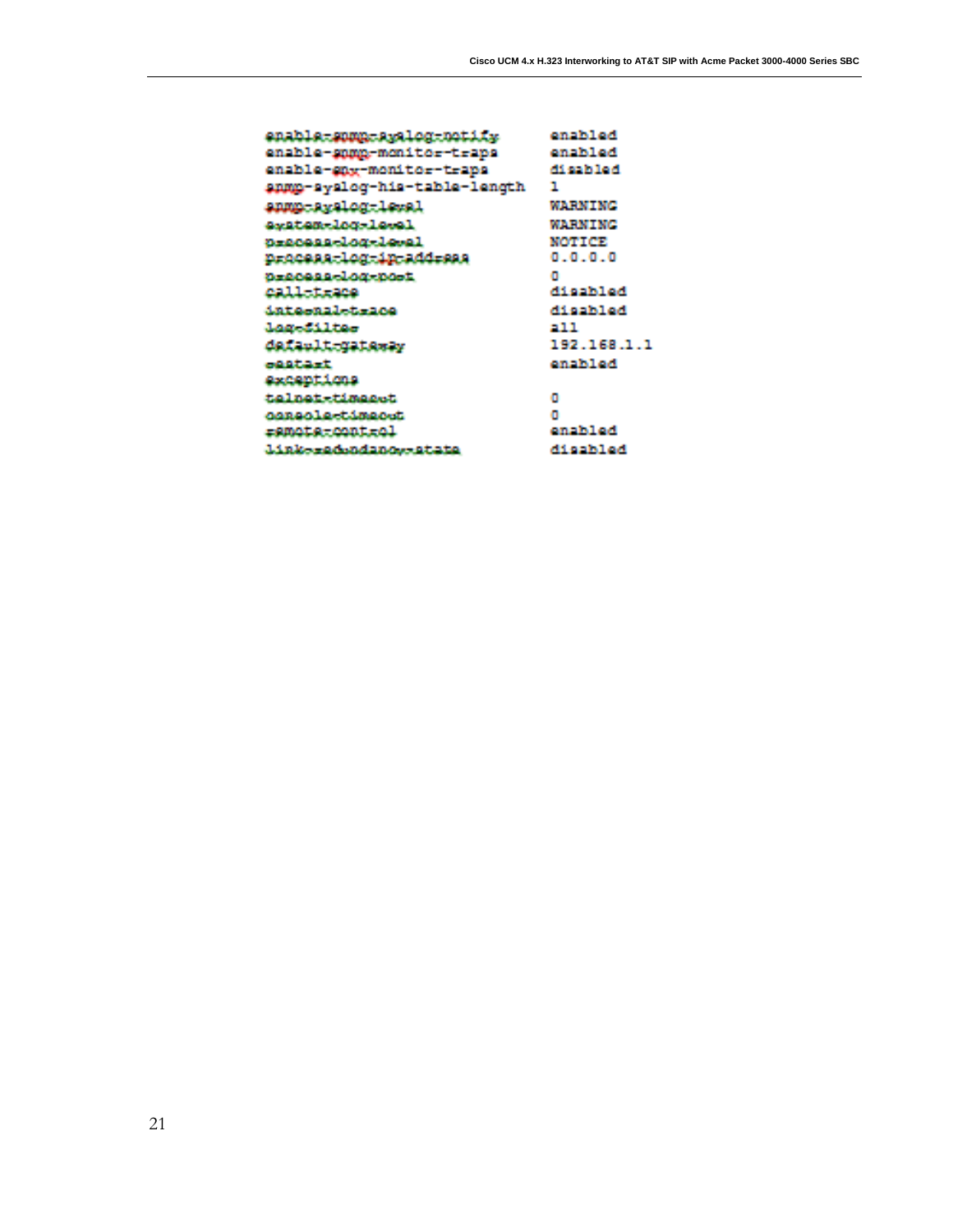```
enable-snmp-syslog-notify      enabled
enable-snmp-monitor-traps      enabled
enable-env-monitor-traps       disabled
snmp-syslog-his-table-length   1
snmp-syslog-level              WARNING
system-log-level               WARNING
process-log-level              NOTICE
process-log-ip-address         0.0.0.0
process-log-port               0
call-trace                     disabled
internal-trace                 disabled
log-filter                     all
default-gateway                192.168.1.1
restart                        enabled
exceptions
telnet-timeout                 0
console-timeout                0
remote-control                 enabled
link-redundancy-state          disabled
```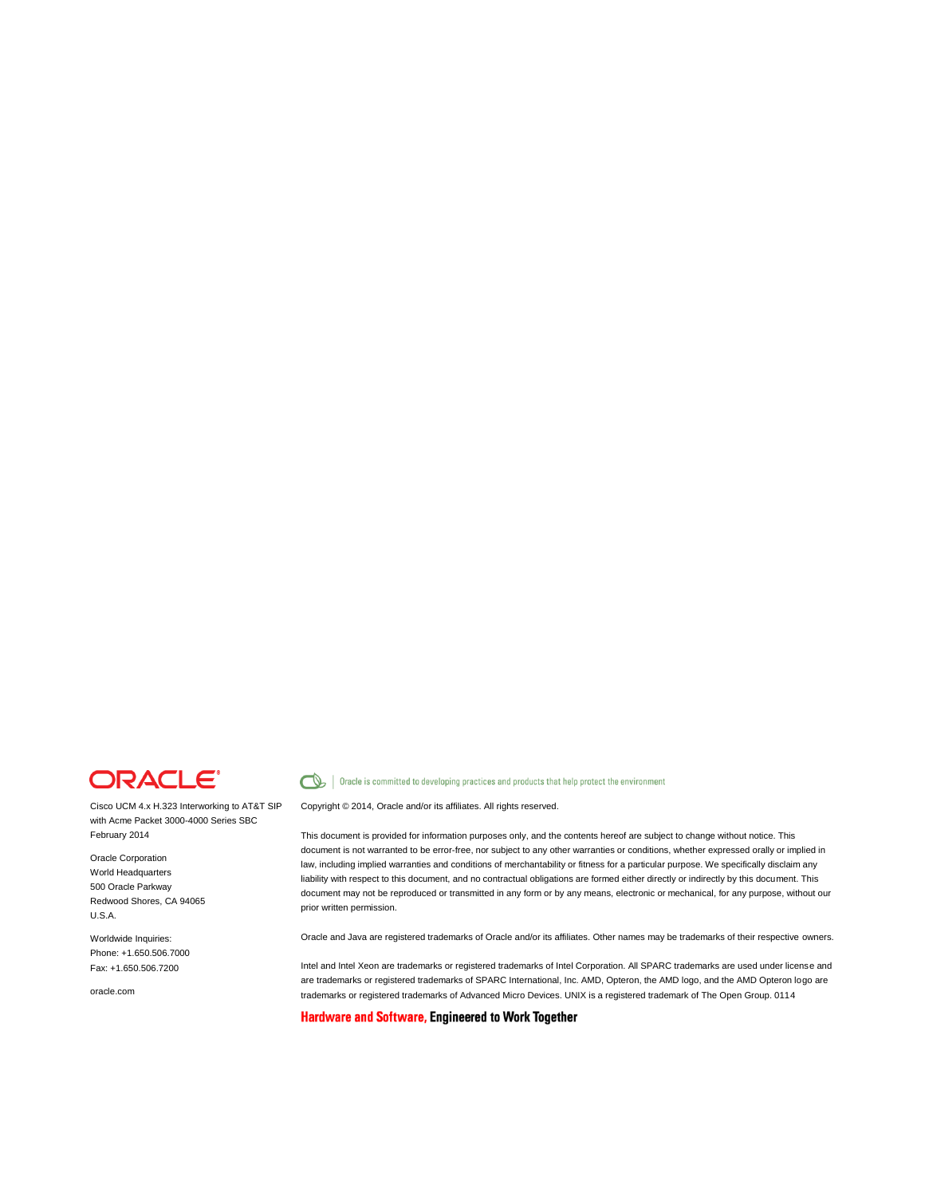ORACLE

Oracle is committed to developing practices and products that help protect the environment

Cisco UCM 4.x H.323 Interworking to AT&T SIP with Acme Packet 3000-4000 Series SBC
February 2014

Oracle Corporation
World Headquarters
500 Oracle Parkway
Redwood Shores, CA 94065
U.S.A.

Worldwide Inquiries:
Phone: +1.650.506.7000
Fax: +1.650.506.7200

oracle.com

Copyright © 2014, Oracle and/or its affiliates. All rights reserved.

This document is provided for information purposes only, and the contents hereof are subject to change without notice. This document is not warranted to be error-free, nor subject to any other warranties or conditions, whether expressed orally or implied in law, including implied warranties and conditions of merchantability or fitness for a particular purpose. We specifically disclaim any liability with respect to this document, and no contractual obligations are formed either directly or indirectly by this document. This document may not be reproduced or transmitted in any form or by any means, electronic or mechanical, for any purpose, without our prior written permission.

Oracle and Java are registered trademarks of Oracle and/or its affiliates. Other names may be trademarks of their respective owners.

Intel and Intel Xeon are trademarks or registered trademarks of Intel Corporation. All SPARC trademarks are used under license and are trademarks or registered trademarks of SPARC International, Inc. AMD, Opteron, the AMD logo, and the AMD Opteron logo are trademarks or registered trademarks of Advanced Micro Devices. UNIX is a registered trademark of The Open Group. 0114

**Hardware and Software, Engineered to Work Together**